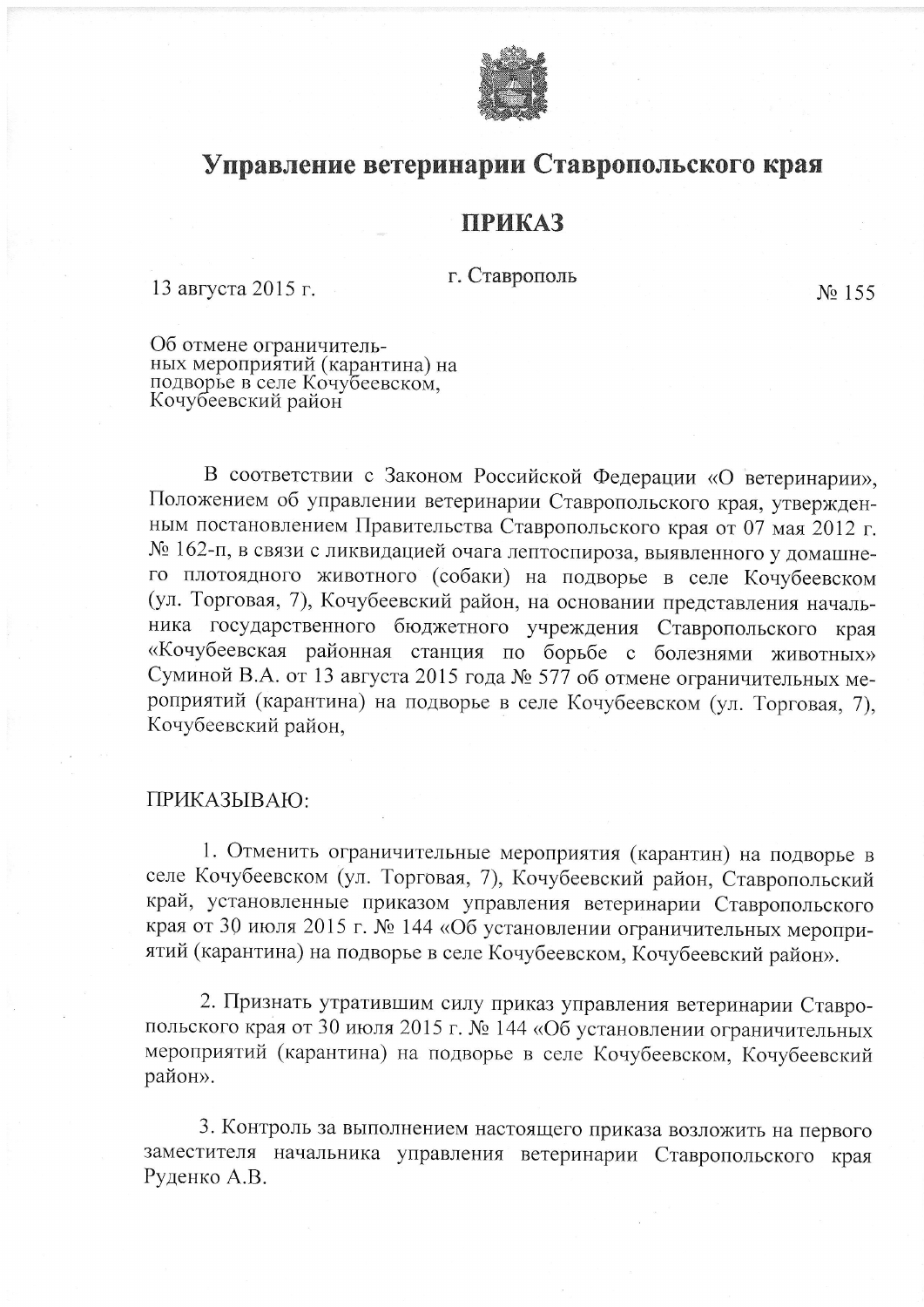# Управление ветеринарии Ставропольского края

## ПРИКАЗ

г. Ставрополь

13 августа 2015 г. № 155

Об отмене ограничительных мероприятий (карантина) на подворье в селе Кочубеевском, Кочубеевский район

В соответствии с Законом Российской Федерации «О ветеринарии», Положением об управлении ветеринарии Ставропольского края, утвержденным постановлением Правительства Ставропольского края от 07 мая 2012 г. № 162-п, в связи с ликвидацией очага лептоспироза, выявленного у домашнего плотоядного животного (собаки) на подворье в селе Кочубеевском (ул. Торговая, 7), Кочубеевский район, на основании представления начальника государственного бюджетного учреждения Ставропольского края «Кочубеевская районная станция по борьбе с болезнями животных» Суминой В.А. от 13 августа 2015 года № 577 об отмене ограничительных мероприятий (карантина) на подворье в селе Кочубеевском (ул. Торговая, 7), Кочубеевский район,

ПРИКАЗЫВАЮ:

1. Отменить ограничительные мероприятия (карантин) на подворье в селе Кочубеевском (ул. Торговая, 7), Кочубеевский район, Ставропольский край, установленные приказом управления ветеринарии Ставропольского края от 30 июля 2015 г. № 144 «Об установлении ограничительных мероприятий (карантина) на подворье в селе Кочубеевском, Кочубеевский район».

2. Признать утратившим силу приказ управления ветеринарии Ставропольского края от 30 июля 2015 г. № 144 «Об установлении ограничительных мероприятий (карантина) на подворье в селе Кочубеевском, Кочубеевский район».

3. Контроль за выполнением настоящего приказа возложить на первого заместителя начальника управления ветеринарии Ставропольского края Руденко А.В.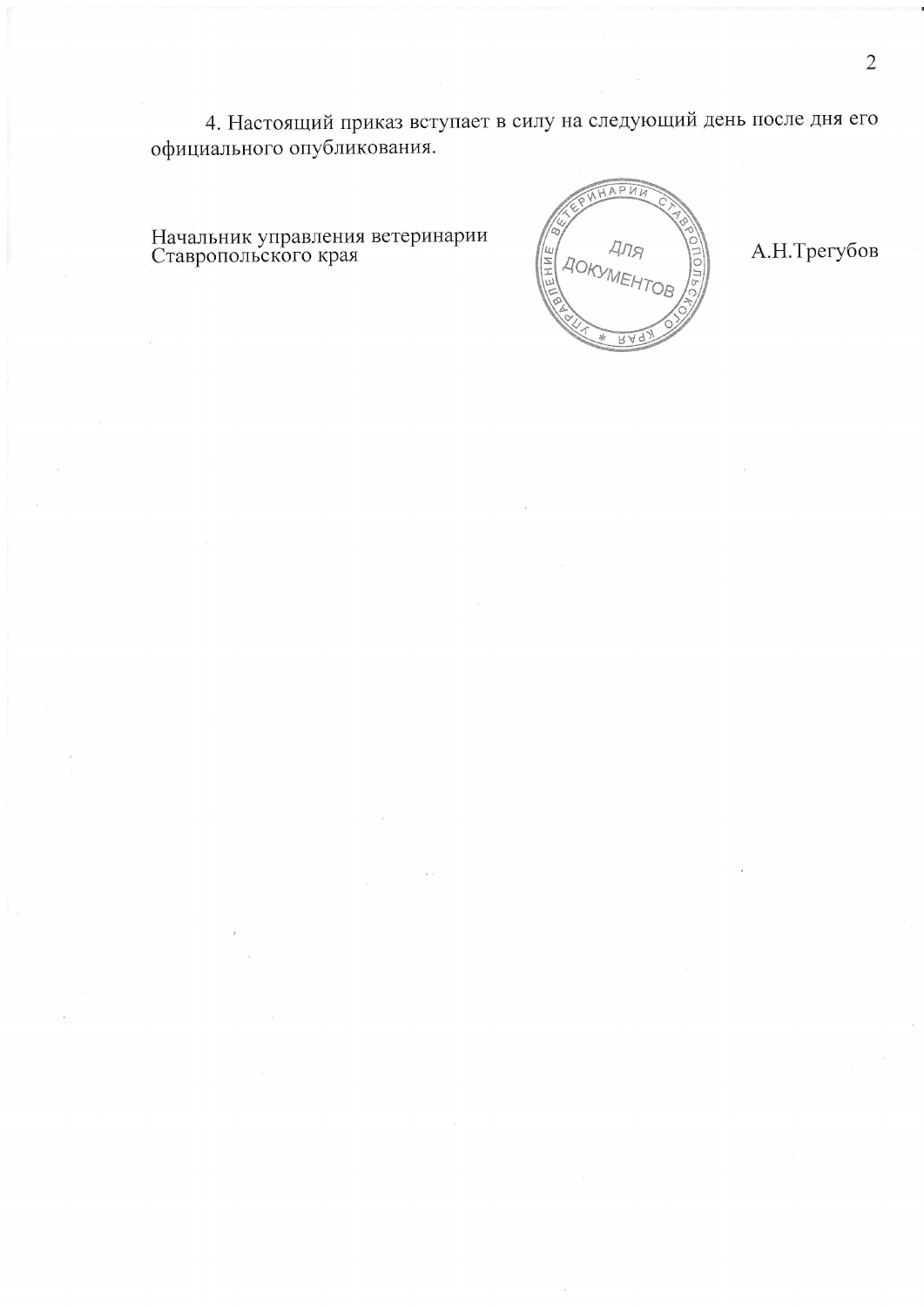4. Настоящий приказ вступает в силу на следующий день после дня его официального опубликования.

Начальник управления ветеринарии
Ставропольского края А.Н.Трегубов